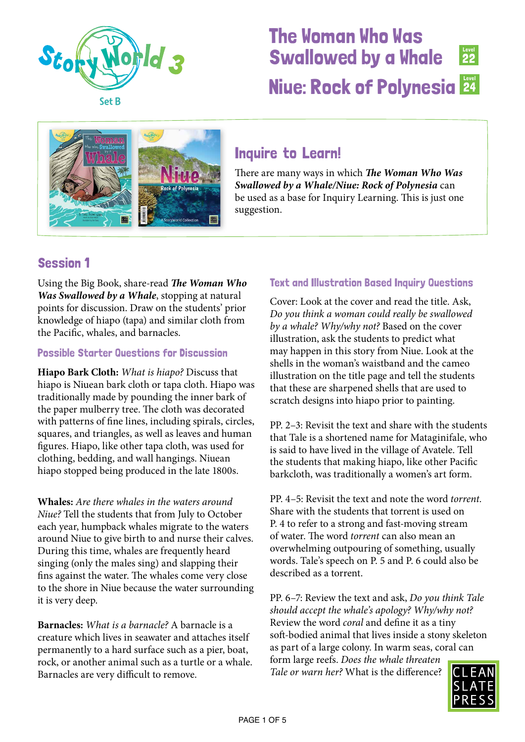# The Woman Who Was Swallowed by a Whale (Level 22)

# Niue: Rock of Polynesia (Level 24)

Story World 3 Set B

## Inquire to Learn!

There are many ways in which ***The Woman Who Was Swallowed by a Whale/Niue: Rock of Polynesia*** can be used as a base for Inquiry Learning. This is just one suggestion.

## Session 1

Using the Big Book, share-read ***The Woman Who Was Swallowed by a Whale***, stopping at natural points for discussion. Draw on the students' prior knowledge of hiapo (tapa) and similar cloth from the Pacific, whales, and barnacles.

### Possible Starter Questions for Discussion

**Hiapo Bark Cloth:** *What is hiapo?* Discuss that hiapo is Niuean bark cloth or tapa cloth. Hiapo was traditionally made by pounding the inner bark of the paper mulberry tree. The cloth was decorated with patterns of fine lines, including spirals, circles, squares, and triangles, as well as leaves and human figures. Hiapo, like other tapa cloth, was used for clothing, bedding, and wall hangings. Niuean hiapo stopped being produced in the late 1800s.

**Whales:** *Are there whales in the waters around Niue?* Tell the students that from July to October each year, humpback whales migrate to the waters around Niue to give birth to and nurse their calves. During this time, whales are frequently heard singing (only the males sing) and slapping their fins against the water. The whales come very close to the shore in Niue because the water surrounding it is very deep.

**Barnacles:** *What is a barnacle?* A barnacle is a creature which lives in seawater and attaches itself permanently to a hard surface such as a pier, boat, rock, or another animal such as a turtle or a whale. Barnacles are very difficult to remove.

### Text and Illustration Based Inquiry Questions

Cover: Look at the cover and read the title. Ask, *Do you think a woman could really be swallowed by a whale? Why/why not?* Based on the cover illustration, ask the students to predict what may happen in this story from Niue. Look at the shells in the woman's waistband and the cameo illustration on the title page and tell the students that these are sharpened shells that are used to scratch designs into hiapo prior to painting.

PP. 2–3: Revisit the text and share with the students that Tale is a shortened name for Mataginifale, who is said to have lived in the village of Avatele. Tell the students that making hiapo, like other Pacific barkcloth, was traditionally a women's art form.

PP. 4–5: Revisit the text and note the word *torrent*. Share with the students that torrent is used on P. 4 to refer to a strong and fast-moving stream of water. The word *torrent* can also mean an overwhelming outpouring of something, usually words. Tale's speech on P. 5 and P. 6 could also be described as a torrent.

PP. 6–7: Review the text and ask, *Do you think Tale should accept the whale's apology? Why/why not?* Review the word *coral* and define it as a tiny soft-bodied animal that lives inside a stony skeleton as part of a large colony. In warm seas, coral can form large reefs. *Does the whale threaten Tale or warn her?* What is the difference?

CLEAN SLATE PRESS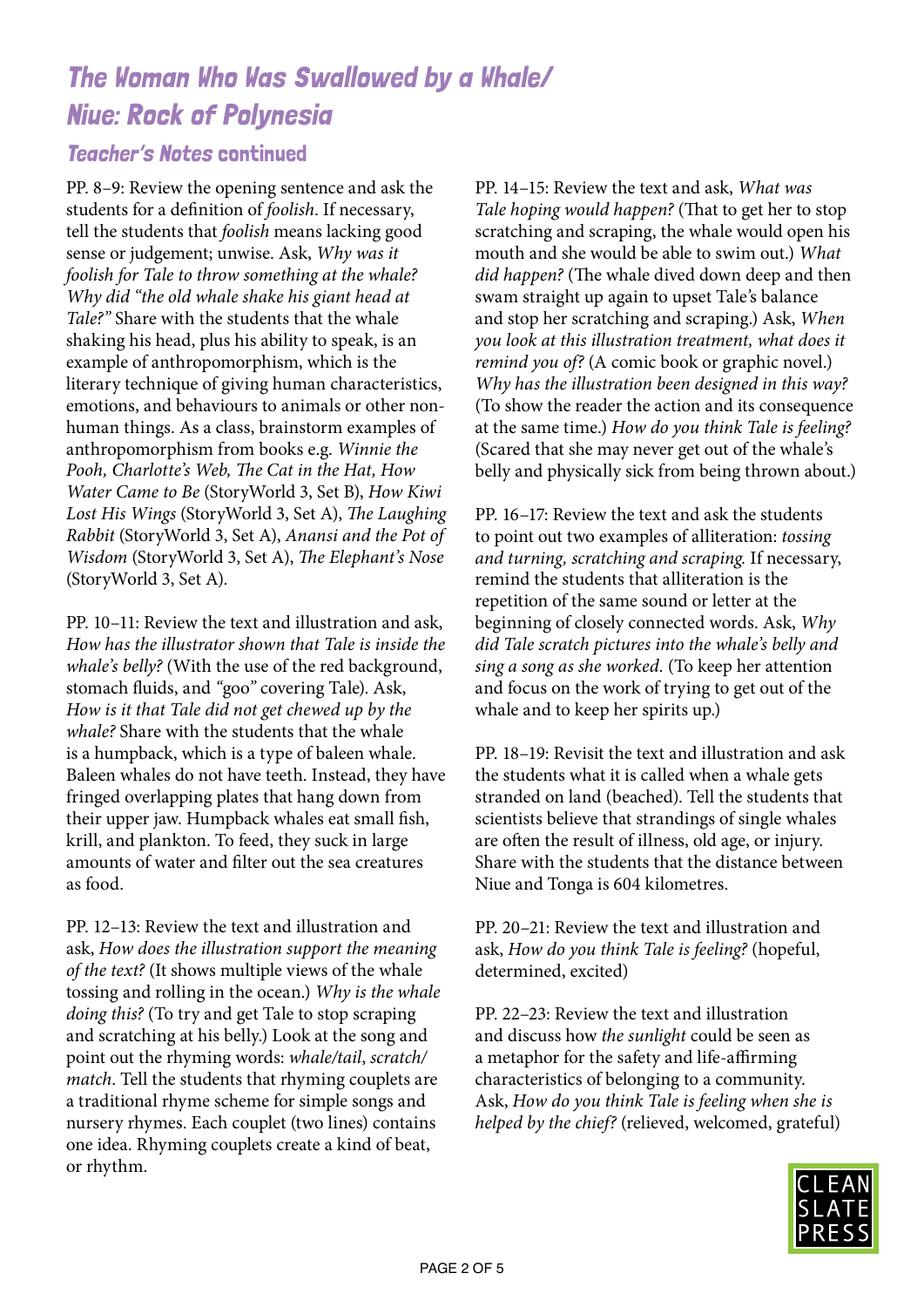# *The Woman Who Was Swallowed by a Whale/ Niue: Rock of Polynesia*

## *Teacher's Notes* continued

PP. 8–9: Review the opening sentence and ask the students for a definition of *foolish*. If necessary, tell the students that *foolish* means lacking good sense or judgement; unwise. Ask, *Why was it foolish for Tale to throw something at the whale? Why did "the old whale shake his giant head at Tale?"* Share with the students that the whale shaking his head, plus his ability to speak, is an example of anthropomorphism, which is the literary technique of giving human characteristics, emotions, and behaviours to animals or other non-human things. As a class, brainstorm examples of anthropomorphism from books e.g. *Winnie the Pooh, Charlotte's Web, The Cat in the Hat, How Water Came to Be* (StoryWorld 3, Set B), *How Kiwi Lost His Wings* (StoryWorld 3, Set A), *The Laughing Rabbit* (StoryWorld 3, Set A), *Anansi and the Pot of Wisdom* (StoryWorld 3, Set A), *The Elephant's Nose* (StoryWorld 3, Set A).

PP. 10–11: Review the text and illustration and ask, *How has the illustrator shown that Tale is inside the whale's belly?* (With the use of the red background, stomach fluids, and "goo" covering Tale). Ask, *How is it that Tale did not get chewed up by the whale?* Share with the students that the whale is a humpback, which is a type of baleen whale. Baleen whales do not have teeth. Instead, they have fringed overlapping plates that hang down from their upper jaw. Humpback whales eat small fish, krill, and plankton. To feed, they suck in large amounts of water and filter out the sea creatures as food.

PP. 12–13: Review the text and illustration and ask, *How does the illustration support the meaning of the text?* (It shows multiple views of the whale tossing and rolling in the ocean.) *Why is the whale doing this?* (To try and get Tale to stop scraping and scratching at his belly.) Look at the song and point out the rhyming words: *whale/tail*, *scratch/match*. Tell the students that rhyming couplets are a traditional rhyme scheme for simple songs and nursery rhymes. Each couplet (two lines) contains one idea. Rhyming couplets create a kind of beat, or rhythm.

PP. 14–15: Review the text and ask, *What was Tale hoping would happen?* (That to get her to stop scratching and scraping, the whale would open his mouth and she would be able to swim out.) *What did happen?* (The whale dived down deep and then swam straight up again to upset Tale's balance and stop her scratching and scraping.) Ask, *When you look at this illustration treatment, what does it remind you of?* (A comic book or graphic novel.) *Why has the illustration been designed in this way?* (To show the reader the action and its consequence at the same time.) *How do you think Tale is feeling?* (Scared that she may never get out of the whale's belly and physically sick from being thrown about.)

PP. 16–17: Review the text and ask the students to point out two examples of alliteration: *tossing and turning, scratching and scraping.* If necessary, remind the students that alliteration is the repetition of the same sound or letter at the beginning of closely connected words. Ask, *Why did Tale scratch pictures into the whale's belly and sing a song as she worked.* (To keep her attention and focus on the work of trying to get out of the whale and to keep her spirits up.)

PP. 18–19: Revisit the text and illustration and ask the students what it is called when a whale gets stranded on land (beached). Tell the students that scientists believe that strandings of single whales are often the result of illness, old age, or injury. Share with the students that the distance between Niue and Tonga is 604 kilometres.

PP. 20–21: Review the text and illustration and ask, *How do you think Tale is feeling?* (hopeful, determined, excited)

PP. 22–23: Review the text and illustration and discuss how *the sunlight* could be seen as a metaphor for the safety and life-affirming characteristics of belonging to a community. Ask, *How do you think Tale is feeling when she is helped by the chief?* (relieved, welcomed, grateful)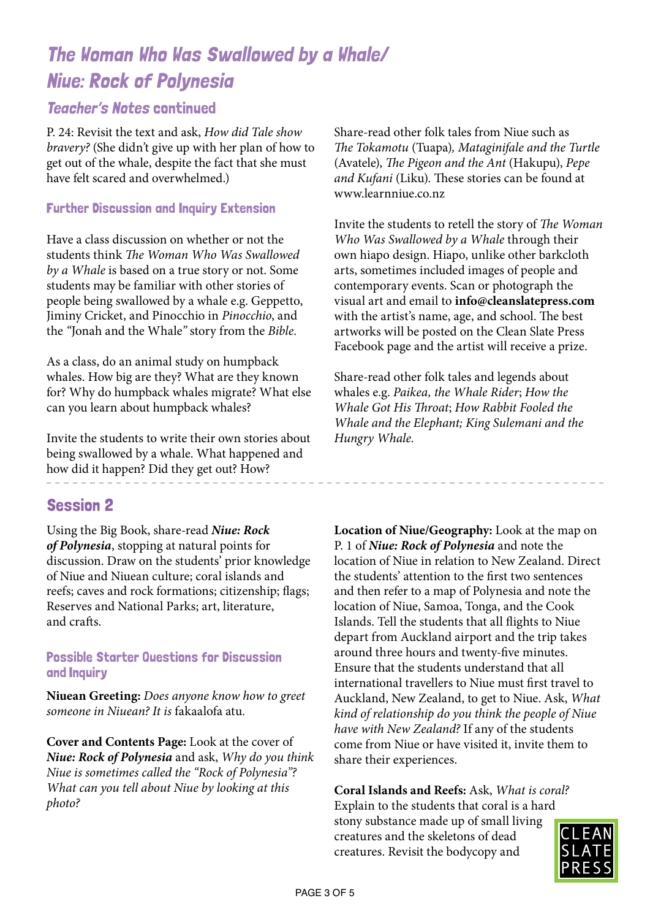# *The Woman Who Was Swallowed by a Whale/ Niue: Rock of Polynesia*

## *Teacher's Notes* continued

P. 24: Revisit the text and ask, *How did Tale show bravery?* (She didn't give up with her plan of how to get out of the whale, despite the fact that she must have felt scared and overwhelmed.)

### Further Discussion and Inquiry Extension

Have a class discussion on whether or not the students think *The Woman Who Was Swallowed by a Whale* is based on a true story or not. Some students may be familiar with other stories of people being swallowed by a whale e.g. Geppetto, Jiminy Cricket, and Pinocchio in *Pinocchio*, and the "Jonah and the Whale" story from the *Bible*.

As a class, do an animal study on humpback whales. How big are they? What are they known for? Why do humpback whales migrate? What else can you learn about humpback whales?

Invite the students to write their own stories about being swallowed by a whale. What happened and how did it happen? Did they get out? How?

Share-read other folk tales from Niue such as *The Tokamotu* (Tuapa), *Mataginifale and the Turtle* (Avatele), *The Pigeon and the Ant* (Hakupu), *Pepe and Kufani* (Liku). These stories can be found at www.learnniue.co.nz

Invite the students to retell the story of *The Woman Who Was Swallowed by a Whale* through their own hiapo design. Hiapo, unlike other barkcloth arts, sometimes included images of people and contemporary events. Scan or photograph the visual art and email to **info@cleanslatepress.com** with the artist's name, age, and school. The best artworks will be posted on the Clean Slate Press Facebook page and the artist will receive a prize.

Share-read other folk tales and legends about whales e.g. *Paikea, the Whale Rider*; *How the Whale Got His Throat*; *How Rabbit Fooled the Whale and the Elephant; King Sulemani and the Hungry Whale.*

## Session 2

Using the Big Book, share-read ***Niue: Rock of Polynesia***, stopping at natural points for discussion. Draw on the students' prior knowledge of Niue and Niuean culture; coral islands and reefs; caves and rock formations; citizenship; flags; Reserves and National Parks; art, literature, and crafts.

### Possible Starter Questions for Discussion and Inquiry

**Niuean Greeting:** *Does anyone know how to greet someone in Niuean? It is* fakaalofa atu.

**Cover and Contents Page:** Look at the cover of ***Niue: Rock of Polynesia*** and ask, *Why do you think Niue is sometimes called the "Rock of Polynesia"? What can you tell about Niue by looking at this photo?*

**Location of Niue/Geography:** Look at the map on P. 1 of ***Niue: Rock of Polynesia*** and note the location of Niue in relation to New Zealand. Direct the students' attention to the first two sentences and then refer to a map of Polynesia and note the location of Niue, Samoa, Tonga, and the Cook Islands. Tell the students that all flights to Niue depart from Auckland airport and the trip takes around three hours and twenty-five minutes. Ensure that the students understand that all international travellers to Niue must first travel to Auckland, New Zealand, to get to Niue. Ask, *What kind of relationship do you think the people of Niue have with New Zealand?* If any of the students come from Niue or have visited it, invite them to share their experiences.

**Coral Islands and Reefs:** Ask, *What is coral?* Explain to the students that coral is a hard stony substance made up of small living creatures and the skeletons of dead creatures. Revisit the bodycopy and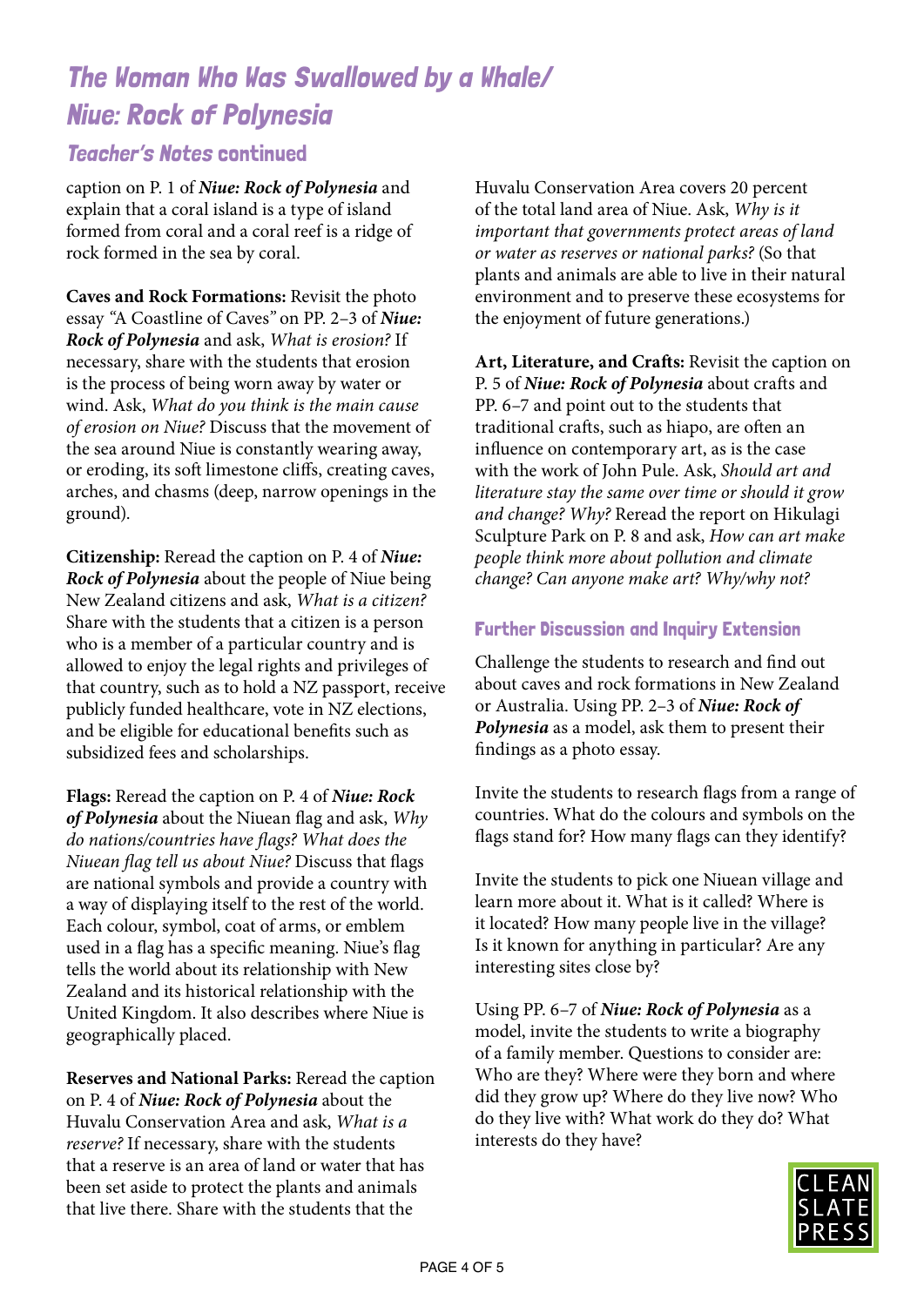# *The Woman Who Was Swallowed by a Whale/ Niue: Rock of Polynesia*

## *Teacher's Notes* continued

caption on P. 1 of ***Niue: Rock of Polynesia*** and explain that a coral island is a type of island formed from coral and a coral reef is a ridge of rock formed in the sea by coral.

**Caves and Rock Formations:** Revisit the photo essay "A Coastline of Caves" on PP. 2–3 of ***Niue: Rock of Polynesia*** and ask, *What is erosion?* If necessary, share with the students that erosion is the process of being worn away by water or wind. Ask, *What do you think is the main cause of erosion on Niue?* Discuss that the movement of the sea around Niue is constantly wearing away, or eroding, its soft limestone cliffs, creating caves, arches, and chasms (deep, narrow openings in the ground).

**Citizenship:** Reread the caption on P. 4 of ***Niue: Rock of Polynesia*** about the people of Niue being New Zealand citizens and ask, *What is a citizen?* Share with the students that a citizen is a person who is a member of a particular country and is allowed to enjoy the legal rights and privileges of that country, such as to hold a NZ passport, receive publicly funded healthcare, vote in NZ elections, and be eligible for educational benefits such as subsidized fees and scholarships.

**Flags:** Reread the caption on P. 4 of ***Niue: Rock of Polynesia*** about the Niuean flag and ask, *Why do nations/countries have flags? What does the Niuean flag tell us about Niue?* Discuss that flags are national symbols and provide a country with a way of displaying itself to the rest of the world. Each colour, symbol, coat of arms, or emblem used in a flag has a specific meaning. Niue's flag tells the world about its relationship with New Zealand and its historical relationship with the United Kingdom. It also describes where Niue is geographically placed.

**Reserves and National Parks:** Reread the caption on P. 4 of ***Niue: Rock of Polynesia*** about the Huvalu Conservation Area and ask, *What is a reserve?* If necessary, share with the students that a reserve is an area of land or water that has been set aside to protect the plants and animals that live there. Share with the students that the Huvalu Conservation Area covers 20 percent of the total land area of Niue. Ask, *Why is it important that governments protect areas of land or water as reserves or national parks?* (So that plants and animals are able to live in their natural environment and to preserve these ecosystems for the enjoyment of future generations.)

**Art, Literature, and Crafts:** Revisit the caption on P. 5 of ***Niue: Rock of Polynesia*** about crafts and PP. 6–7 and point out to the students that traditional crafts, such as hiapo, are often an influence on contemporary art, as is the case with the work of John Pule. Ask, *Should art and literature stay the same over time or should it grow and change? Why?* Reread the report on Hikulagi Sculpture Park on P. 8 and ask, *How can art make people think more about pollution and climate change? Can anyone make art? Why/why not?*

### Further Discussion and Inquiry Extension

Challenge the students to research and find out about caves and rock formations in New Zealand or Australia. Using PP. 2–3 of ***Niue: Rock of Polynesia*** as a model, ask them to present their findings as a photo essay.

Invite the students to research flags from a range of countries. What do the colours and symbols on the flags stand for? How many flags can they identify?

Invite the students to pick one Niuean village and learn more about it. What is it called? Where is it located? How many people live in the village? Is it known for anything in particular? Are any interesting sites close by?

Using PP. 6–7 of ***Niue: Rock of Polynesia*** as a model, invite the students to write a biography of a family member. Questions to consider are: Who are they? Where were they born and where did they grow up? Where do they live now? Who do they live with? What work do they do? What interests do they have?

CLEAN SLATE PRESS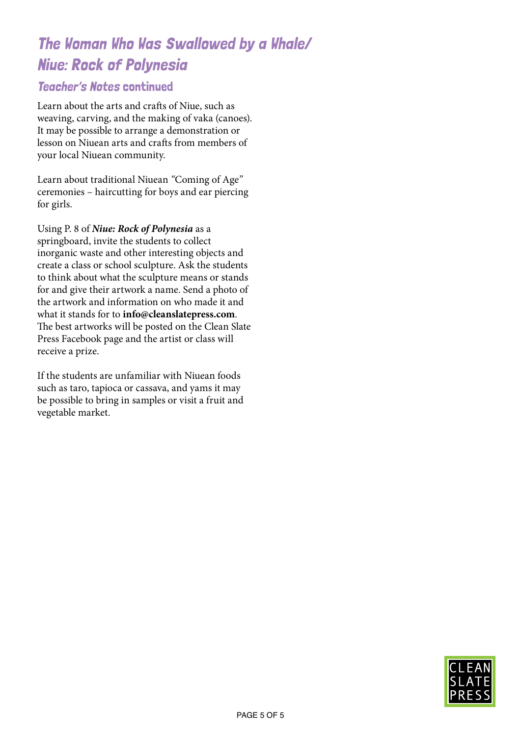# *The Woman Who Was Swallowed by a Whale/ Niue: Rock of Polynesia*

## *Teacher's Notes* continued

Learn about the arts and crafts of Niue, such as weaving, carving, and the making of vaka (canoes). It may be possible to arrange a demonstration or lesson on Niuean arts and crafts from members of your local Niuean community.

Learn about traditional Niuean "Coming of Age" ceremonies – haircutting for boys and ear piercing for girls.

Using P. 8 of ***Niue: Rock of Polynesia*** as a springboard, invite the students to collect inorganic waste and other interesting objects and create a class or school sculpture. Ask the students to think about what the sculpture means or stands for and give their artwork a name. Send a photo of the artwork and information on who made it and what it stands for to **info@cleanslatepress.com**. The best artworks will be posted on the Clean Slate Press Facebook page and the artist or class will receive a prize.

If the students are unfamiliar with Niuean foods such as taro, tapioca or cassava, and yams it may be possible to bring in samples or visit a fruit and vegetable market.